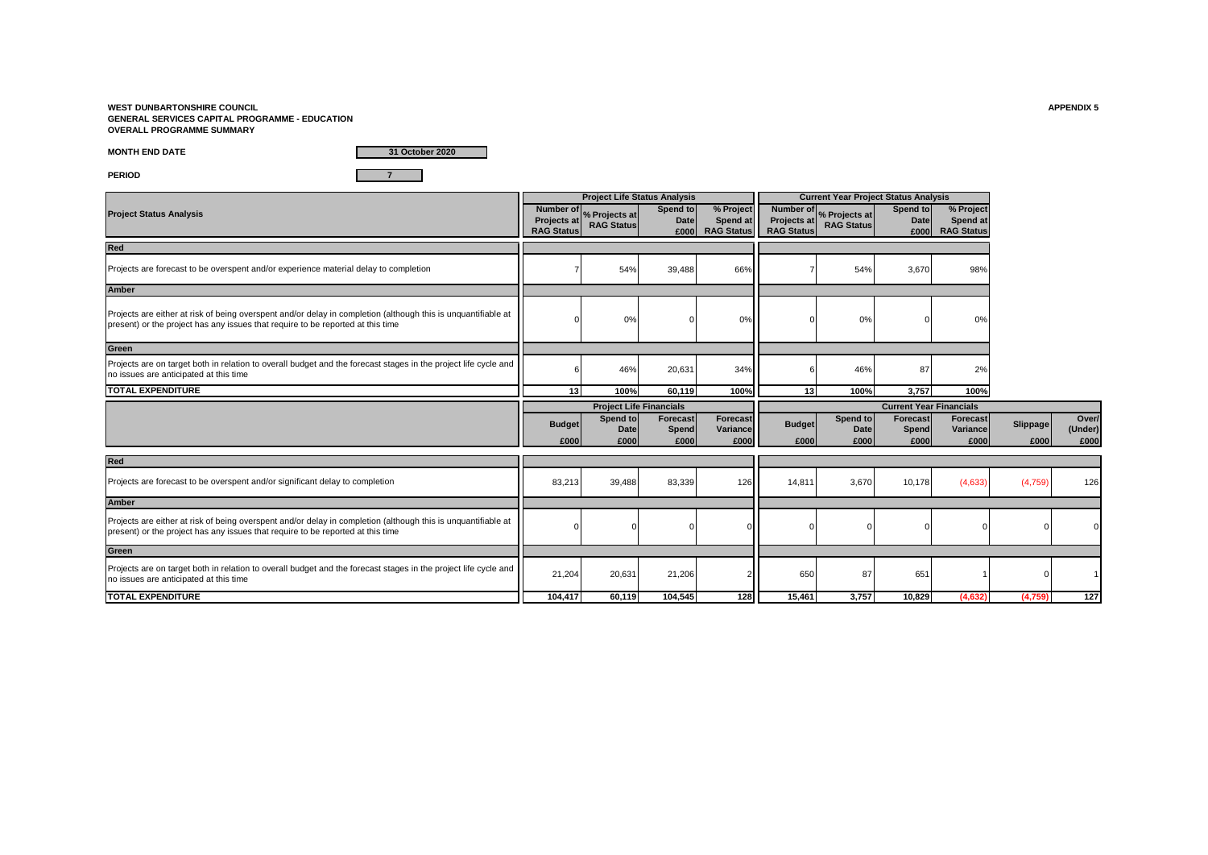**WEST DUNBARTONSHIRE COUNCIL**
**GENERAL SERVICES CAPITAL PROGRAMME - EDUCATION**
**OVERALL PROGRAMME SUMMARY**

**APPENDIX 5**

**MONTH END DATE** 31 October 2020

**PERIOD** 7

| Project Status Analysis | Project Life Status Analysis | | | | Current Year Project Status Analysis | | | |
|---|---|---|---|---|---|---|---|---|
| | Number of Projects at RAG Status | % Projects at RAG Status | Spend to Date £000 | % Project Spend at RAG Status | Number of Projects at RAG Status | % Projects at RAG Status | Spend to Date £000 | % Project Spend at RAG Status |
| **Red** | | | | | | | | |
| Projects are forecast to be overspent and/or experience material delay to completion | 7 | 54% | 39,488 | 66% | 7 | 54% | 3,670 | 98% |
| **Amber** | | | | | | | | |
| Projects are either at risk of being overspent and/or delay in completion (although this is unquantifiable at present) or the project has any issues that require to be reported at this time | 0 | 0% | 0 | 0% | 0 | 0% | 0 | 0% |
| **Green** | | | | | | | | |
| Projects are on target both in relation to overall budget and the forecast stages in the project life cycle and no issues are anticipated at this time | 6 | 46% | 20,631 | 34% | 6 | 46% | 87 | 2% |
| **TOTAL EXPENDITURE** | **13** | **100%** | **60,119** | **100%** | **13** | **100%** | **3,757** | **100%** |

| | Project Life Financials | | | | Current Year Financials | | | | | |
|---|---|---|---|---|---|---|---|---|---|---|
| | Budget £000 | Spend to Date £000 | Forecast Spend £000 | Forecast Variance £000 | Budget £000 | Spend to Date £000 | Forecast Spend £000 | Forecast Variance £000 | Slippage £000 | Over/ (Under) £000 |
| **Red** | | | | | | | | | | |
| Projects are forecast to be overspent and/or significant delay to completion | 83,213 | 39,488 | 83,339 | 126 | 14,811 | 3,670 | 10,178 | (4,633) | (4,759) | 126 |
| **Amber** | | | | | | | | | | |
| Projects are either at risk of being overspent and/or delay in completion (although this is unquantifiable at present) or the project has any issues that require to be reported at this time | 0 | 0 | 0 | 0 | 0 | 0 | 0 | 0 | 0 | 0 |
| **Green** | | | | | | | | | | |
| Projects are on target both in relation to overall budget and the forecast stages in the project life cycle and no issues are anticipated at this time | 21,204 | 20,631 | 21,206 | 2 | 650 | 87 | 651 | 1 | 0 | 1 |
| **TOTAL EXPENDITURE** | **104,417** | **60,119** | **104,545** | **128** | **15,461** | **3,757** | **10,829** | **(4,632)** | **(4,759)** | **127** |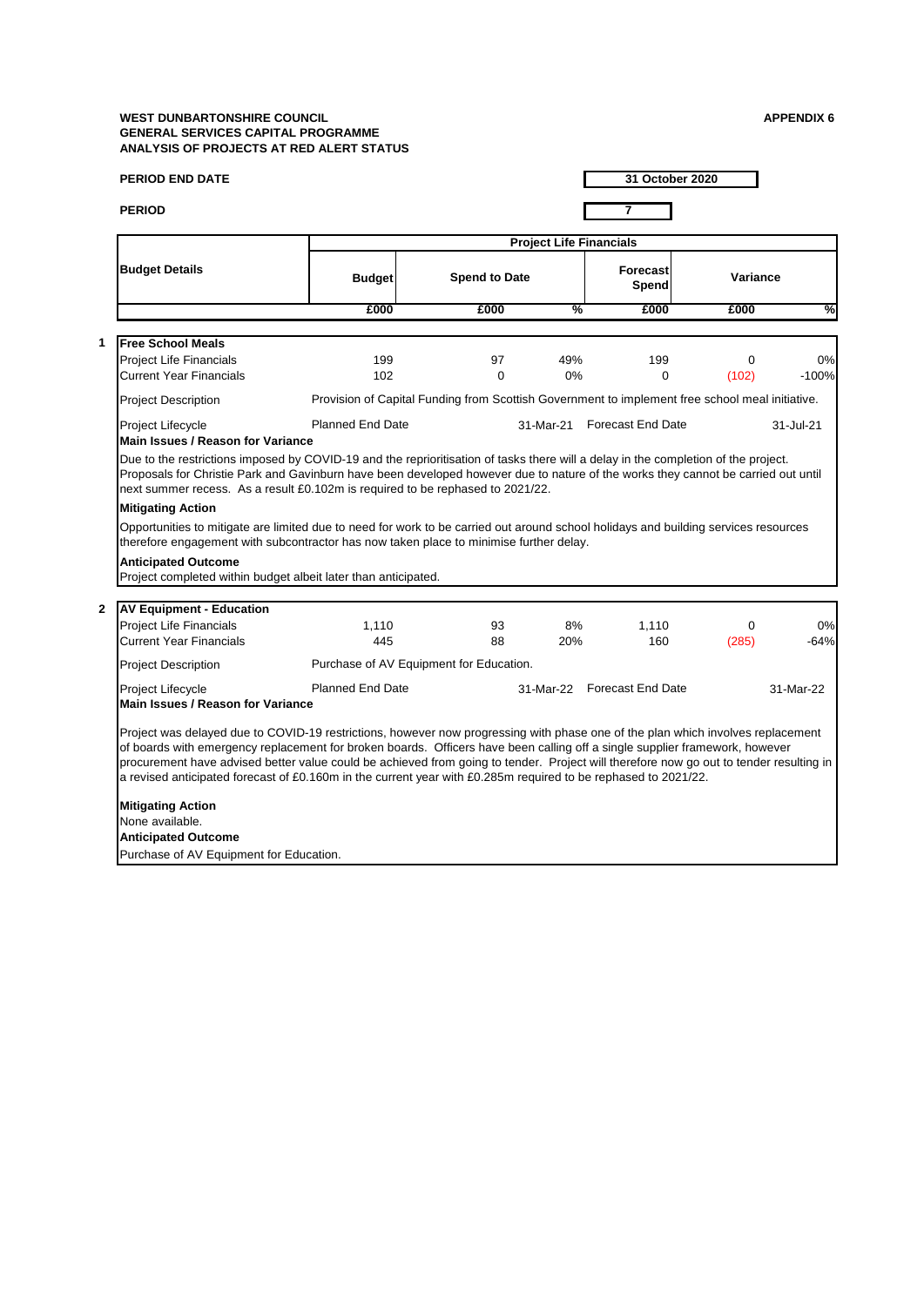**WEST DUNBARTONSHIRE COUNCIL**
**GENERAL SERVICES CAPITAL PROGRAMME**
**ANALYSIS OF PROJECTS AT RED ALERT STATUS**

**APPENDIX 6**

**PERIOD END DATE** 31 October 2020

**PERIOD** 7

| Budget Details | Project Life Financials | | | | | |
|---|---|---|---|---|---|---|
| | Budget | Spend to Date | | Forecast Spend | Variance | |
| | £000 | £000 | % | £000 | £000 | % |

**1 Free School Meals**

| | Budget £000 | Spend to Date £000 | % | Forecast Spend £000 | Variance £000 | % |
|---|---|---|---|---|---|---|
| Project Life Financials | 199 | 97 | 49% | 199 | 0 | 0% |
| Current Year Financials | 102 | 0 | 0% | 0 | (102) | -100% |

**Project Description:** Provision of Capital Funding from Scottish Government to implement free school meal initiative.

**Project Lifecycle:** Planned End Date 31-Mar-21 | Forecast End Date 31-Jul-21

**Main Issues / Reason for Variance**

Due to the restrictions imposed by COVID-19 and the reprioritisation of tasks there will a delay in the completion of the project. Proposals for Christie Park and Gavinburn have been developed however due to nature of the works they cannot be carried out until next summer recess. As a result £0.102m is required to be rephased to 2021/22.

**Mitigating Action**

Opportunities to mitigate are limited due to need for work to be carried out around school holidays and building services resources therefore engagement with subcontractor has now taken place to minimise further delay.

**Anticipated Outcome**

Project completed within budget albeit later than anticipated.

**2 AV Equipment - Education**

| | Budget £000 | Spend to Date £000 | % | Forecast Spend £000 | Variance £000 | % |
|---|---|---|---|---|---|---|
| Project Life Financials | 1,110 | 93 | 8% | 1,110 | 0 | 0% |
| Current Year Financials | 445 | 88 | 20% | 160 | (285) | -64% |

**Project Description:** Purchase of AV Equipment for Education.

**Project Lifecycle:** Planned End Date 31-Mar-22 | Forecast End Date 31-Mar-22

**Main Issues / Reason for Variance**

Project was delayed due to COVID-19 restrictions, however now progressing with phase one of the plan which involves replacement of boards with emergency replacement for broken boards. Officers have been calling off a single supplier framework, however procurement have advised better value could be achieved from going to tender. Project will therefore now go out to tender resulting in a revised anticipated forecast of £0.160m in the current year with £0.285m required to be rephased to 2021/22.

**Mitigating Action**

None available.

**Anticipated Outcome**

Purchase of AV Equipment for Education.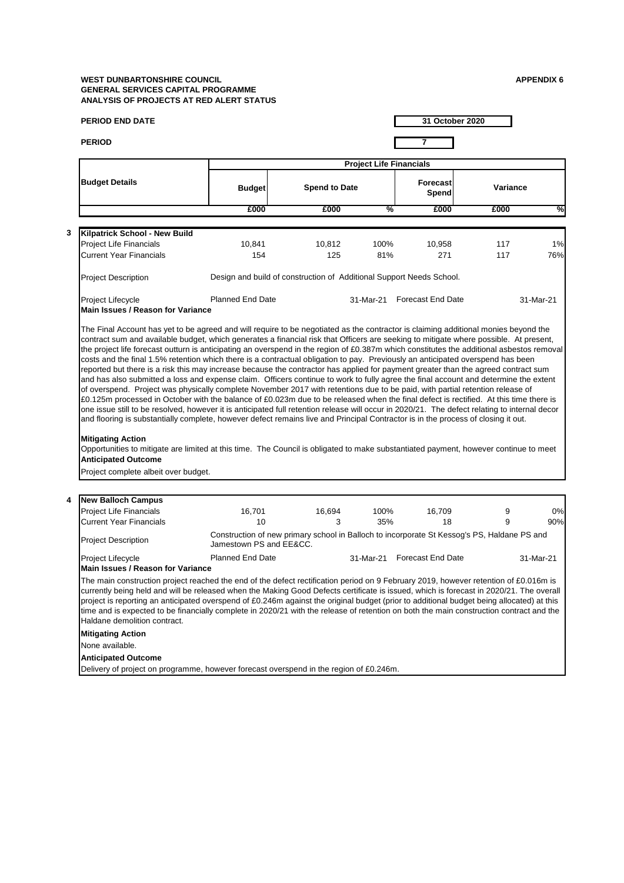**WEST DUNBARTONSHIRE COUNCIL**
**GENERAL SERVICES CAPITAL PROGRAMME**
**ANALYSIS OF PROJECTS AT RED ALERT STATUS**

**APPENDIX 6**

**PERIOD END DATE** 31 October 2020

**PERIOD** 7

| Budget Details | Budget | Spend to Date | | Forecast Spend | Variance | |
|---|---|---|---|---|---|---|
| | £000 | £000 | % | £000 | £000 | % |

**3 Kilpatrick School - New Build**

| | Budget | Spend to Date | % | Forecast Spend | Variance | % |
|---|---|---|---|---|---|---|
| Project Life Financials | 10,841 | 10,812 | 100% | 10,958 | 117 | 1% |
| Current Year Financials | 154 | 125 | 81% | 271 | 117 | 76% |

Project Description: Design and build of construction of Additional Support Needs School.

Project Lifecycle: Planned End Date 31-Mar-21; Forecast End Date 31-Mar-21

**Main Issues / Reason for Variance**

The Final Account has yet to be agreed and will require to be negotiated as the contractor is claiming additional monies beyond the contract sum and available budget, which generates a financial risk that Officers are seeking to mitigate where possible. At present, the project life forecast outturn is anticipating an overspend in the region of £0.387m which constitutes the additional asbestos removal costs and the final 1.5% retention which there is a contractual obligation to pay. Previously an anticipated overspend has been reported but there is a risk this may increase because the contractor has applied for payment greater than the agreed contract sum and has also submitted a loss and expense claim. Officers continue to work to fully agree the final account and determine the extent of overspend. Project was physically complete November 2017 with retentions due to be paid, with partial retention release of £0.125m processed in October with the balance of £0.023m due to be released when the final defect is rectified. At this time there is one issue still to be resolved, however it is anticipated full retention release will occur in 2020/21. The defect relating to internal decor and flooring is substantially complete, however defect remains live and Principal Contractor is in the process of closing it out.

**Mitigating Action**

Opportunities to mitigate are limited at this time. The Council is obligated to make substantiated payment, however continue to meet

**Anticipated Outcome**

Project complete albeit over budget.

**4 New Balloch Campus**

| | Budget | Spend to Date | % | Forecast Spend | Variance | % |
|---|---|---|---|---|---|---|
| Project Life Financials | 16,701 | 16,694 | 100% | 16,709 | 9 | 0% |
| Current Year Financials | 10 | 3 | 35% | 18 | 9 | 90% |

Project Description: Construction of new primary school in Balloch to incorporate St Kessog's PS, Haldane PS and Jamestown PS and EE&CC.

Project Lifecycle: Planned End Date 31-Mar-21; Forecast End Date 31-Mar-21

**Main Issues / Reason for Variance**

The main construction project reached the end of the defect rectification period on 9 February 2019, however retention of £0.016m is currently being held and will be released when the Making Good Defects certificate is issued, which is forecast in 2020/21. The overall project is reporting an anticipated overspend of £0.246m against the original budget (prior to additional budget being allocated) at this time and is expected to be financially complete in 2020/21 with the release of retention on both the main construction contract and the Haldane demolition contract.

**Mitigating Action**

None available.

**Anticipated Outcome**

Delivery of project on programme, however forecast overspend in the region of £0.246m.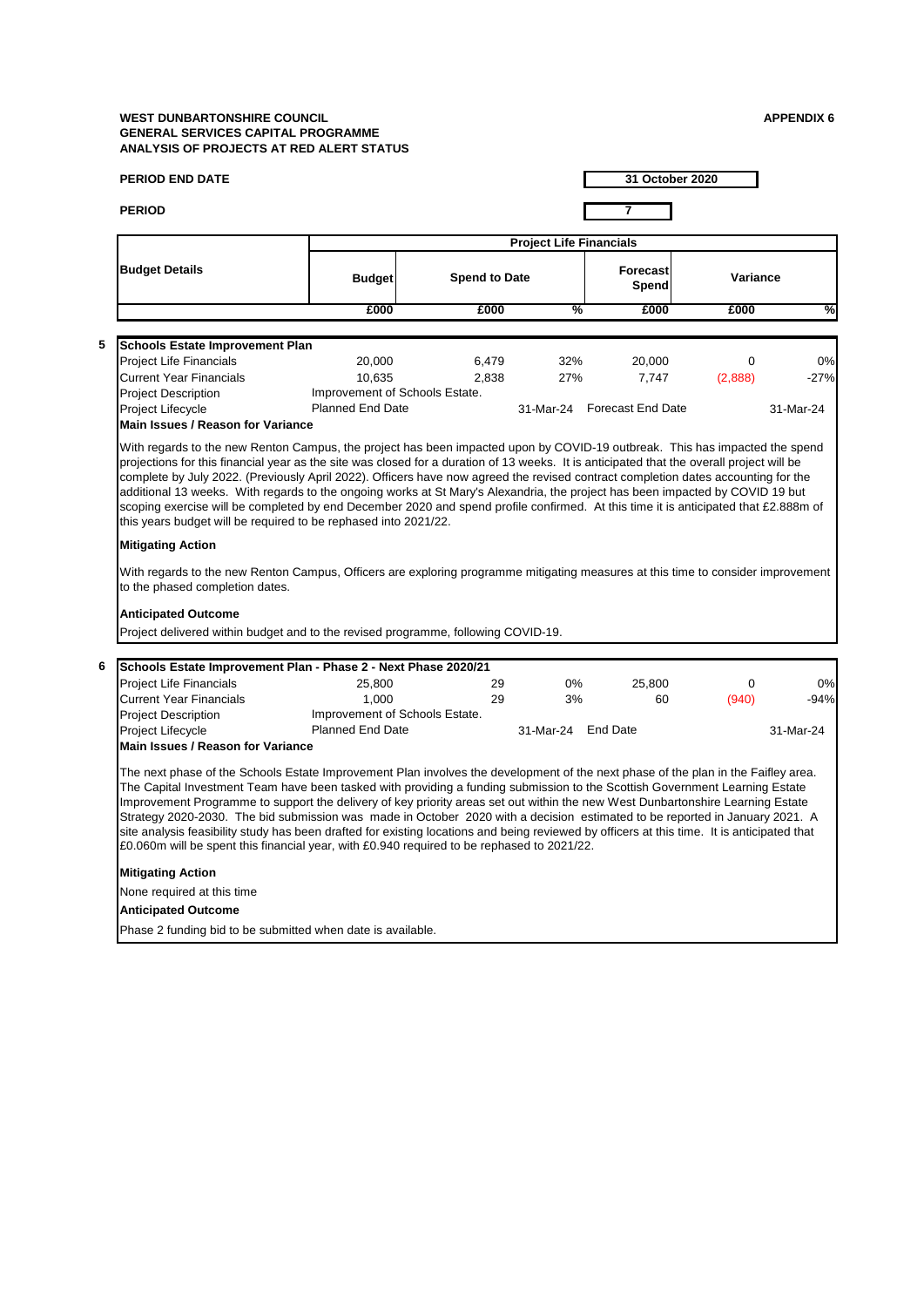**WEST DUNBARTONSHIRE COUNCIL**
**GENERAL SERVICES CAPITAL PROGRAMME**
**ANALYSIS OF PROJECTS AT RED ALERT STATUS**

**APPENDIX 6**

**PERIOD END DATE** 31 October 2020

**PERIOD** 7

| Budget Details | Project Life Financials | | | | | |
|---|---|---|---|---|---|---|
| | Budget | Spend to Date | | Forecast Spend | Variance | |
| | £000 | £000 | % | £000 | £000 | % |

**5 Schools Estate Improvement Plan**

| | | | | | | |
|---|---|---|---|---|---|---|
| Project Life Financials | 20,000 | 6,479 | 32% | 20,000 | 0 | 0% |
| Current Year Financials | 10,635 | 2,838 | 27% | 7,747 | (2,888) | -27% |
| Project Description | Improvement of Schools Estate. | | | | | |
| Project Lifecycle | Planned End Date | | 31-Mar-24 | Forecast End Date | | 31-Mar-24 |

**Main Issues / Reason for Variance**

With regards to the new Renton Campus, the project has been impacted upon by COVID-19 outbreak. This has impacted the spend projections for this financial year as the site was closed for a duration of 13 weeks. It is anticipated that the overall project will be complete by July 2022. (Previously April 2022). Officers have now agreed the revised contract completion dates accounting for the additional 13 weeks. With regards to the ongoing works at St Mary's Alexandria, the project has been impacted by COVID 19 but scoping exercise will be completed by end December 2020 and spend profile confirmed. At this time it is anticipated that £2.888m of this years budget will be required to be rephased into 2021/22.

**Mitigating Action**

With regards to the new Renton Campus, Officers are exploring programme mitigating measures at this time to consider improvement to the phased completion dates.

**Anticipated Outcome**

Project delivered within budget and to the revised programme, following COVID-19.

**6 Schools Estate Improvement Plan - Phase 2 - Next Phase 2020/21**

| | | | | | | |
|---|---|---|---|---|---|---|
| Project Life Financials | 25,800 | 29 | 0% | 25,800 | 0 | 0% |
| Current Year Financials | 1,000 | 29 | 3% | 60 | (940) | -94% |
| Project Description | Improvement of Schools Estate. | | | | | |
| Project Lifecycle | Planned End Date | | 31-Mar-24 | End Date | | 31-Mar-24 |

**Main Issues / Reason for Variance**

The next phase of the Schools Estate Improvement Plan involves the development of the next phase of the plan in the Faifley area. The Capital Investment Team have been tasked with providing a funding submission to the Scottish Government Learning Estate Improvement Programme to support the delivery of key priority areas set out within the new West Dunbartonshire Learning Estate Strategy 2020-2030. The bid submission was made in October 2020 with a decision estimated to be reported in January 2021. A site analysis feasibility study has been drafted for existing locations and being reviewed by officers at this time. It is anticipated that £0.060m will be spent this financial year, with £0.940 required to be rephased to 2021/22.

**Mitigating Action**

None required at this time

**Anticipated Outcome**

Phase 2 funding bid to be submitted when date is available.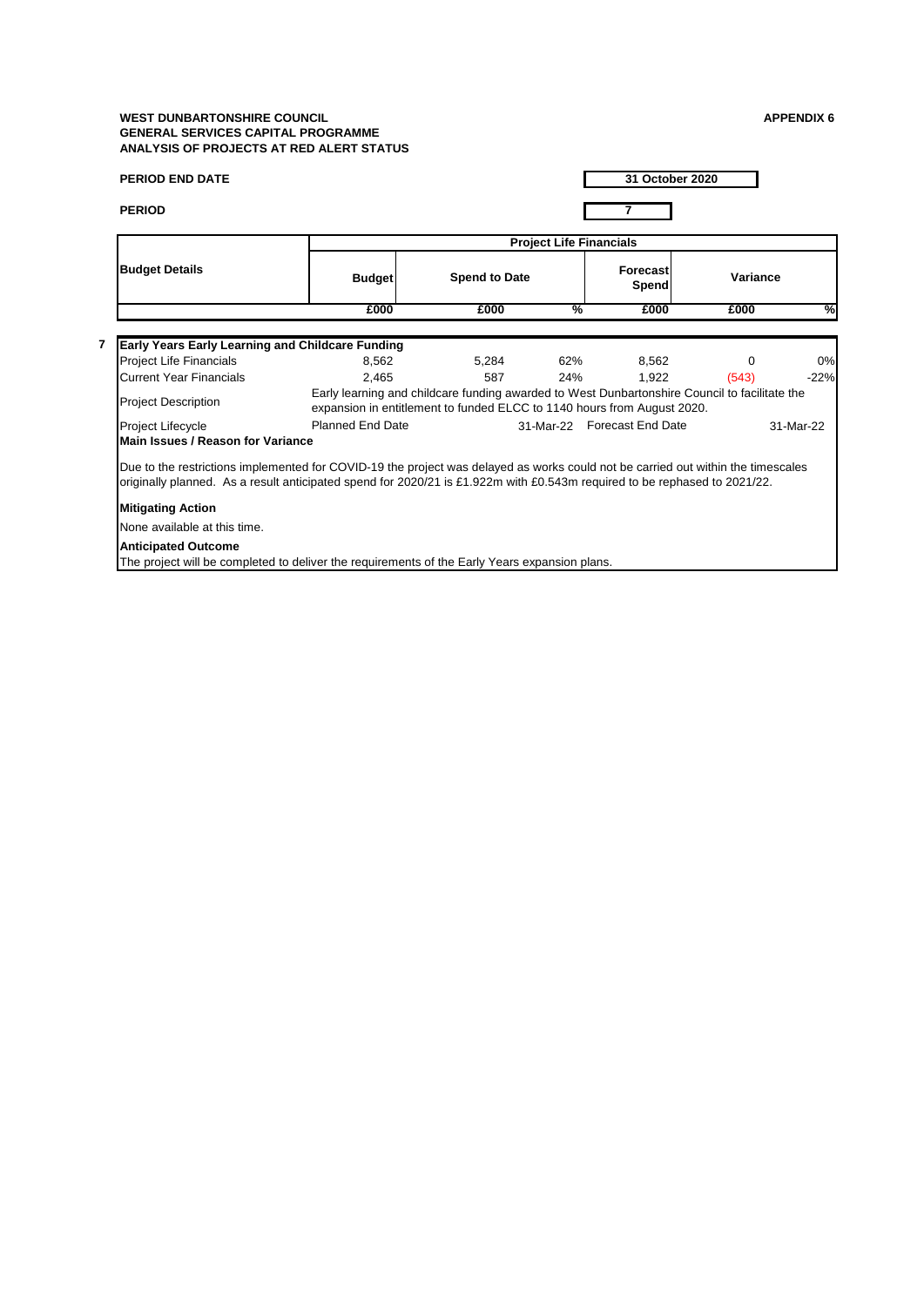**WEST DUNBARTONSHIRE COUNCIL**
**GENERAL SERVICES CAPITAL PROGRAMME**
**ANALYSIS OF PROJECTS AT RED ALERT STATUS**

**APPENDIX 6**

**PERIOD END DATE** | **31 October 2020**

**PERIOD** | **7**

| | **Budget Details** | **Project Life Financials** | | | | | |
|---|---|---|---|---|---|---|---|
| | | **Budget** | **Spend to Date** | | **Forecast Spend** | **Variance** | |
| | | **£000** | **£000** | **%** | **£000** | **£000** | **%** |
| **7** | **Early Years Early Learning and Childcare Funding** | | | | | | |
| | Project Life Financials | 8,562 | 5,284 | 62% | 8,562 | 0 | 0% |
| | Current Year Financials | 2,465 | 587 | 24% | 1,922 | (543) | -22% |
| | Project Description | Early learning and childcare funding awarded to West Dunbartonshire Council to facilitate the expansion in entitlement to funded ELCC to 1140 hours from August 2020. | | | | | |
| | Project Lifecycle | Planned End Date | | 31-Mar-22 | Forecast End Date | | 31-Mar-22 |

**Main Issues / Reason for Variance**

Due to the restrictions implemented for COVID-19 the project was delayed as works could not be carried out within the timescales originally planned. As a result anticipated spend for 2020/21 is £1.922m with £0.543m required to be rephased to 2021/22.

**Mitigating Action**

None available at this time.

**Anticipated Outcome**

The project will be completed to deliver the requirements of the Early Years expansion plans.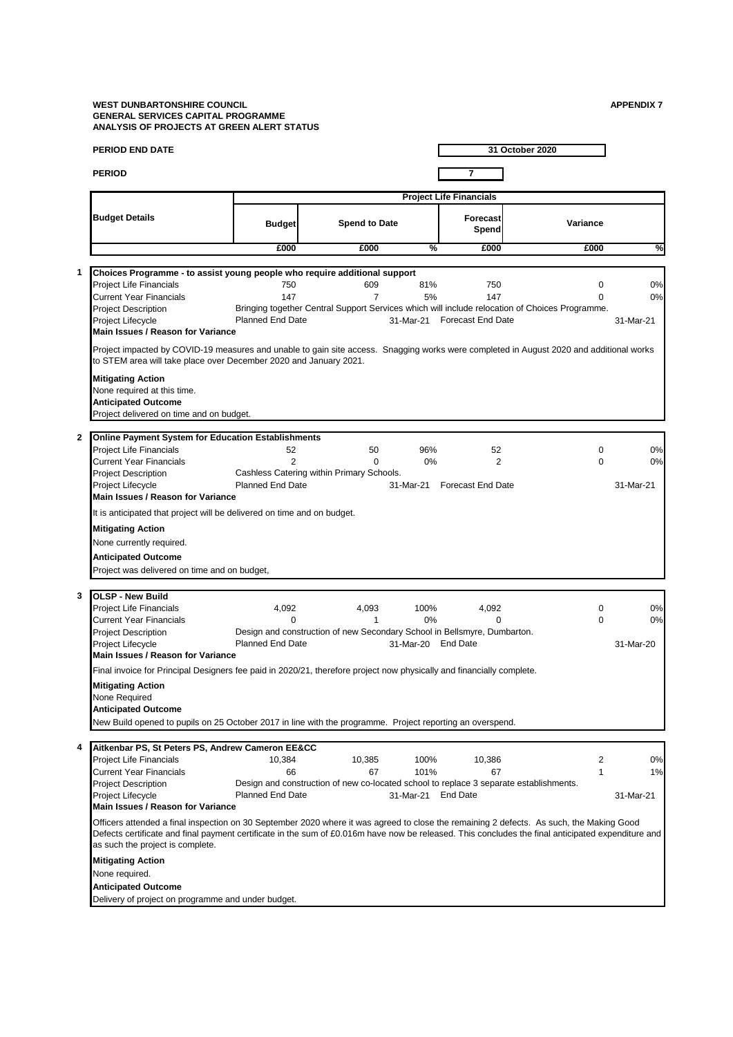**WEST DUNBARTONSHIRE COUNCIL**
**GENERAL SERVICES CAPITAL PROGRAMME**
**ANALYSIS OF PROJECTS AT GREEN ALERT STATUS**

**APPENDIX 7**

| | |
|---|---|
| **PERIOD END DATE** | **31 October 2020** |
| **PERIOD** | **7** |

| **Budget Details** | **Project Life Financials** | | | | | |
|---|---|---|---|---|---|---|
| | **Budget** | **Spend to Date** | | **Forecast Spend** | **Variance** | |
| | **£000** | **£000** | **%** | **£000** | **£000** | **%** |

**1 Choices Programme - to assist young people who require additional support**

| | | | | | | |
|---|---|---|---|---|---|---|
| Project Life Financials | 750 | 609 | 81% | 750 | 0 | 0% |
| Current Year Financials | 147 | 7 | 5% | 147 | 0 | 0% |
| Project Description | Bringing together Central Support Services which will include relocation of Choices Programme. | | | | | |
| Project Lifecycle | Planned End Date | | 31-Mar-21 | Forecast End Date | | 31-Mar-21 |

**Main Issues / Reason for Variance**

Project impacted by COVID-19 measures and unable to gain site access. Snagging works were completed in August 2020 and additional works to STEM area will take place over December 2020 and January 2021.

**Mitigating Action**
None required at this time.

**Anticipated Outcome**
Project delivered on time and on budget.

**2 Online Payment System for Education Establishments**

| | | | | | | |
|---|---|---|---|---|---|---|
| Project Life Financials | 52 | 50 | 96% | 52 | 0 | 0% |
| Current Year Financials | 2 | 0 | 0% | 2 | 0 | 0% |
| Project Description | Cashless Catering within Primary Schools. | | | | | |
| Project Lifecycle | Planned End Date | | 31-Mar-21 | Forecast End Date | | 31-Mar-21 |

**Main Issues / Reason for Variance**

It is anticipated that project will be delivered on time and on budget.

**Mitigating Action**
None currently required.

**Anticipated Outcome**
Project was delivered on time and on budget,

**3 OLSP - New Build**

| | | | | | | |
|---|---|---|---|---|---|---|
| Project Life Financials | 4,092 | 4,093 | 100% | 4,092 | 0 | 0% |
| Current Year Financials | 0 | 1 | 0% | 0 | 0 | 0% |
| Project Description | Design and construction of new Secondary School in Bellsmyre, Dumbarton. | | | | | |
| Project Lifecycle | Planned End Date | | 31-Mar-20 | End Date | | 31-Mar-20 |

**Main Issues / Reason for Variance**

Final invoice for Principal Designers fee paid in 2020/21, therefore project now physically and financially complete.

**Mitigating Action**
None Required

**Anticipated Outcome**
New Build opened to pupils on 25 October 2017 in line with the programme. Project reporting an overspend.

**4 Aitkenbar PS, St Peters PS, Andrew Cameron EE&CC**

| | | | | | | |
|---|---|---|---|---|---|---|
| Project Life Financials | 10,384 | 10,385 | 100% | 10,386 | 2 | 0% |
| Current Year Financials | 66 | 67 | 101% | 67 | 1 | 1% |
| Project Description | Design and construction of new co-located school to replace 3 separate establishments. | | | | | |
| Project Lifecycle | Planned End Date | | 31-Mar-21 | End Date | | 31-Mar-21 |

**Main Issues / Reason for Variance**

Officers attended a final inspection on 30 September 2020 where it was agreed to close the remaining 2 defects. As such, the Making Good Defects certificate and final payment certificate in the sum of £0.016m have now be released. This concludes the final anticipated expenditure and as such the project is complete.

**Mitigating Action**
None required.

**Anticipated Outcome**
Delivery of project on programme and under budget.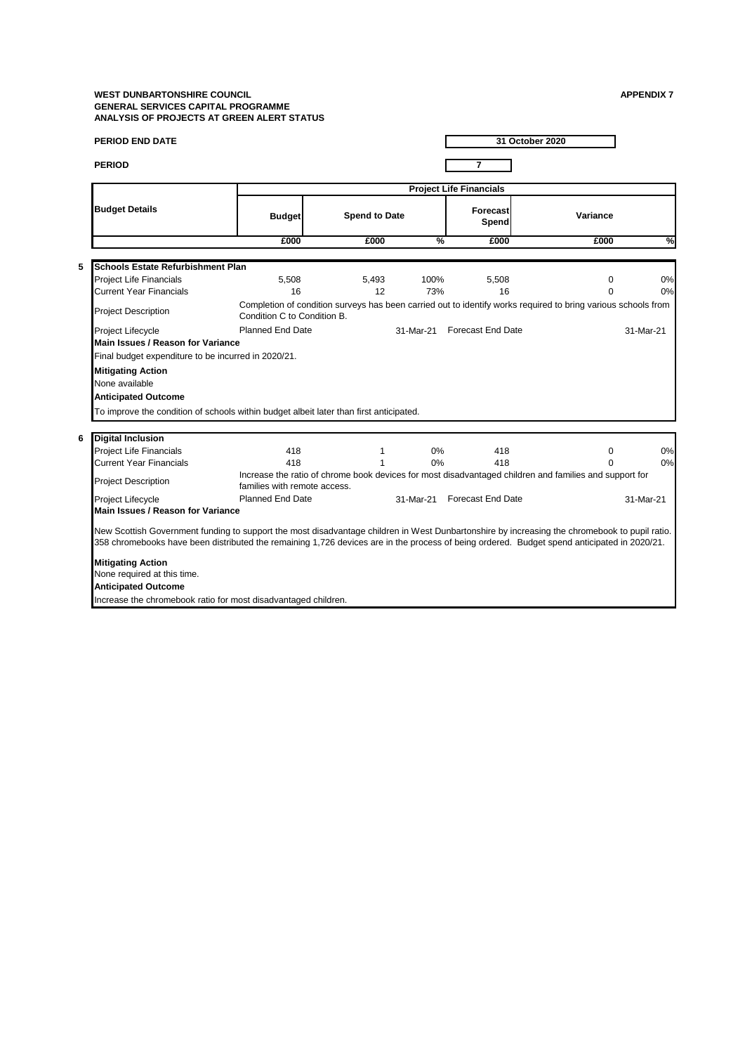**WEST DUNBARTONSHIRE COUNCIL**
**GENERAL SERVICES CAPITAL PROGRAMME**
**ANALYSIS OF PROJECTS AT GREEN ALERT STATUS**

**APPENDIX 7**

**PERIOD END DATE** | **31 October 2020**

**PERIOD** | **7**

| | | | | | | |
|---|---|---|---|---|---|---|
| | **Project Life Financials** | | | | | |
| **Budget Details** | **Budget** | **Spend to Date** | | **Forecast Spend** | **Variance** | |
| | **£000** | **£000** | **%** | **£000** | **£000** | **%** |

**5 Schools Estate Refurbishment Plan**

| | | | | | | |
|---|---|---|---|---|---|---|
| Project Life Financials | 5,508 | 5,493 | 100% | 5,508 | 0 | 0% |
| Current Year Financials | 16 | 12 | 73% | 16 | 0 | 0% |
| Project Description | Completion of condition surveys has been carried out to identify works required to bring various schools from Condition C to Condition B. | | | | | |
| Project Lifecycle | Planned End Date | | 31-Mar-21 | Forecast End Date | | 31-Mar-21 |

**Main Issues / Reason for Variance**

Final budget expenditure to be incurred in 2020/21.

**Mitigating Action**

None available

**Anticipated Outcome**

To improve the condition of schools within budget albeit later than first anticipated.

**6 Digital Inclusion**

| | | | | | | |
|---|---|---|---|---|---|---|
| Project Life Financials | 418 | 1 | 0% | 418 | 0 | 0% |
| Current Year Financials | 418 | 1 | 0% | 418 | 0 | 0% |
| Project Description | Increase the ratio of chrome book devices for most disadvantaged children and families and support for families with remote access. | | | | | |
| Project Lifecycle | Planned End Date | | 31-Mar-21 | Forecast End Date | | 31-Mar-21 |

**Main Issues / Reason for Variance**

New Scottish Government funding to support the most disadvantage children in West Dunbartonshire by increasing the chromebook to pupil ratio. 358 chromebooks have been distributed the remaining 1,726 devices are in the process of being ordered. Budget spend anticipated in 2020/21.

**Mitigating Action**

None required at this time.

**Anticipated Outcome**

Increase the chromebook ratio for most disadvantaged children.